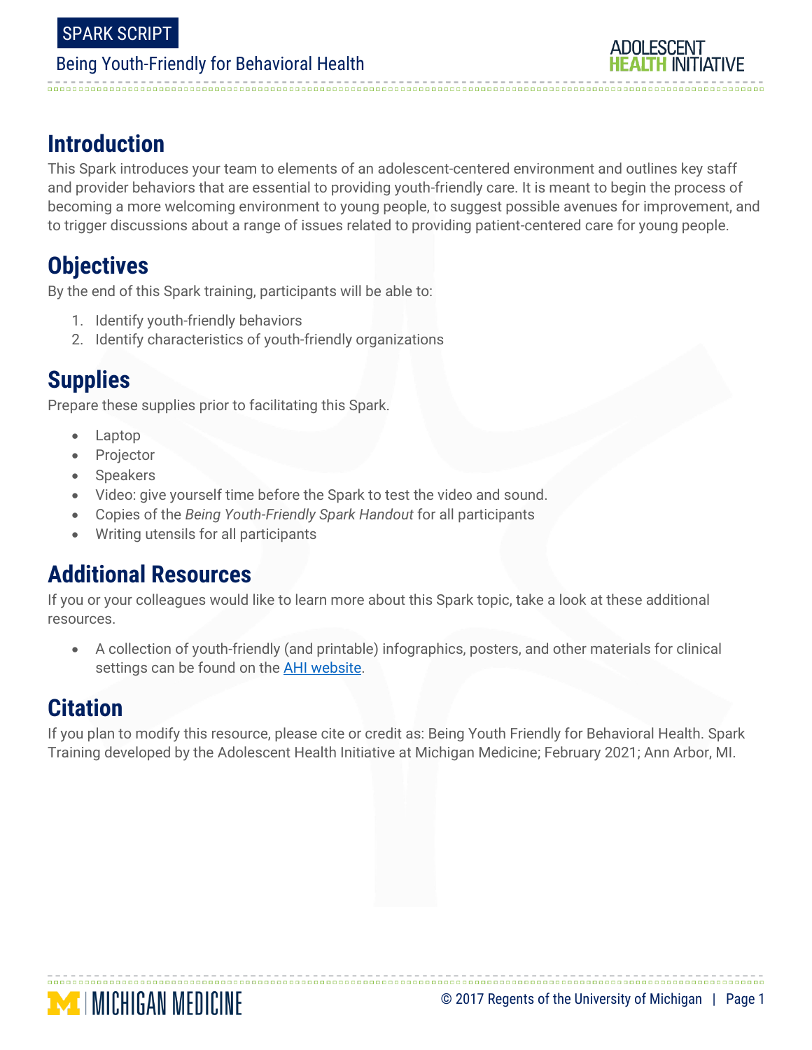SPARK SCRIPT

Being Youth-Friendly for Behavioral Health

## Introduction

This Spark introduces your team to elements of an adolescent-centered environment and outlines key staff and provider behaviors that are essential to providing youth-friendly care. It is meant to begin the process of becoming a more welcoming environment to young people, to suggest possible avenues for improvement, and to trigger discussions about a range of issues related to providing patient-centered care for young people.

## Objectives

By the end of this Spark training, participants will be able to:

1. Identify youth-friendly behaviors
2. Identify characteristics of youth-friendly organizations

## Supplies

Prepare these supplies prior to facilitating this Spark.

- Laptop
- Projector
- Speakers
- Video: give yourself time before the Spark to test the video and sound.
- Copies of the *Being Youth-Friendly Spark Handout* for all participants
- Writing utensils for all participants

## Additional Resources

If you or your colleagues would like to learn more about this Spark topic, take a look at these additional resources.

- A collection of youth-friendly (and printable) infographics, posters, and other materials for clinical settings can be found on the AHI website.

## Citation

If you plan to modify this resource, please cite or credit as: Being Youth Friendly for Behavioral Health. Spark Training developed by the Adolescent Health Initiative at Michigan Medicine; February 2021; Ann Arbor, MI.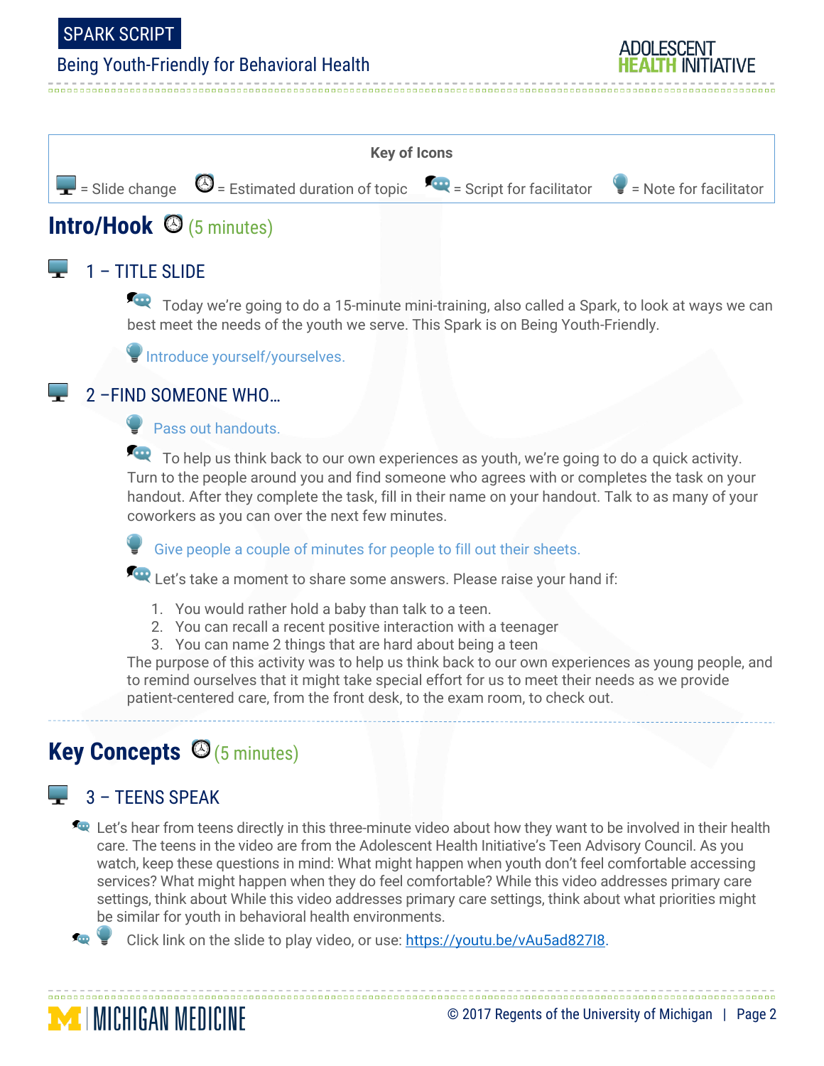**Key of Icons**

= Slide change = Estimated duration of topic = Script for facilitator = Note for facilitator

## Intro/Hook (5 minutes)

### 1 – TITLE SLIDE

Today we're going to do a 15-minute mini-training, also called a Spark, to look at ways we can best meet the needs of the youth we serve. This Spark is on Being Youth-Friendly.

Introduce yourself/yourselves.

### 2 –FIND SOMEONE WHO…

Pass out handouts.

To help us think back to our own experiences as youth, we're going to do a quick activity. Turn to the people around you and find someone who agrees with or completes the task on your handout. After they complete the task, fill in their name on your handout. Talk to as many of your coworkers as you can over the next few minutes.

Give people a couple of minutes for people to fill out their sheets.

Let's take a moment to share some answers. Please raise your hand if:

1. You would rather hold a baby than talk to a teen.
2. You can recall a recent positive interaction with a teenager
3. You can name 2 things that are hard about being a teen

The purpose of this activity was to help us think back to our own experiences as young people, and to remind ourselves that it might take special effort for us to meet their needs as we provide patient-centered care, from the front desk, to the exam room, to check out.

## Key Concepts (5 minutes)

### 3 – TEENS SPEAK

Let's hear from teens directly in this three-minute video about how they want to be involved in their health care. The teens in the video are from the Adolescent Health Initiative's Teen Advisory Council. As you watch, keep these questions in mind: What might happen when youth don't feel comfortable accessing services? What might happen when they do feel comfortable? While this video addresses primary care settings, think about While this video addresses primary care settings, think about what priorities might be similar for youth in behavioral health environments.

Click link on the slide to play video, or use: https://youtu.be/vAu5ad827I8.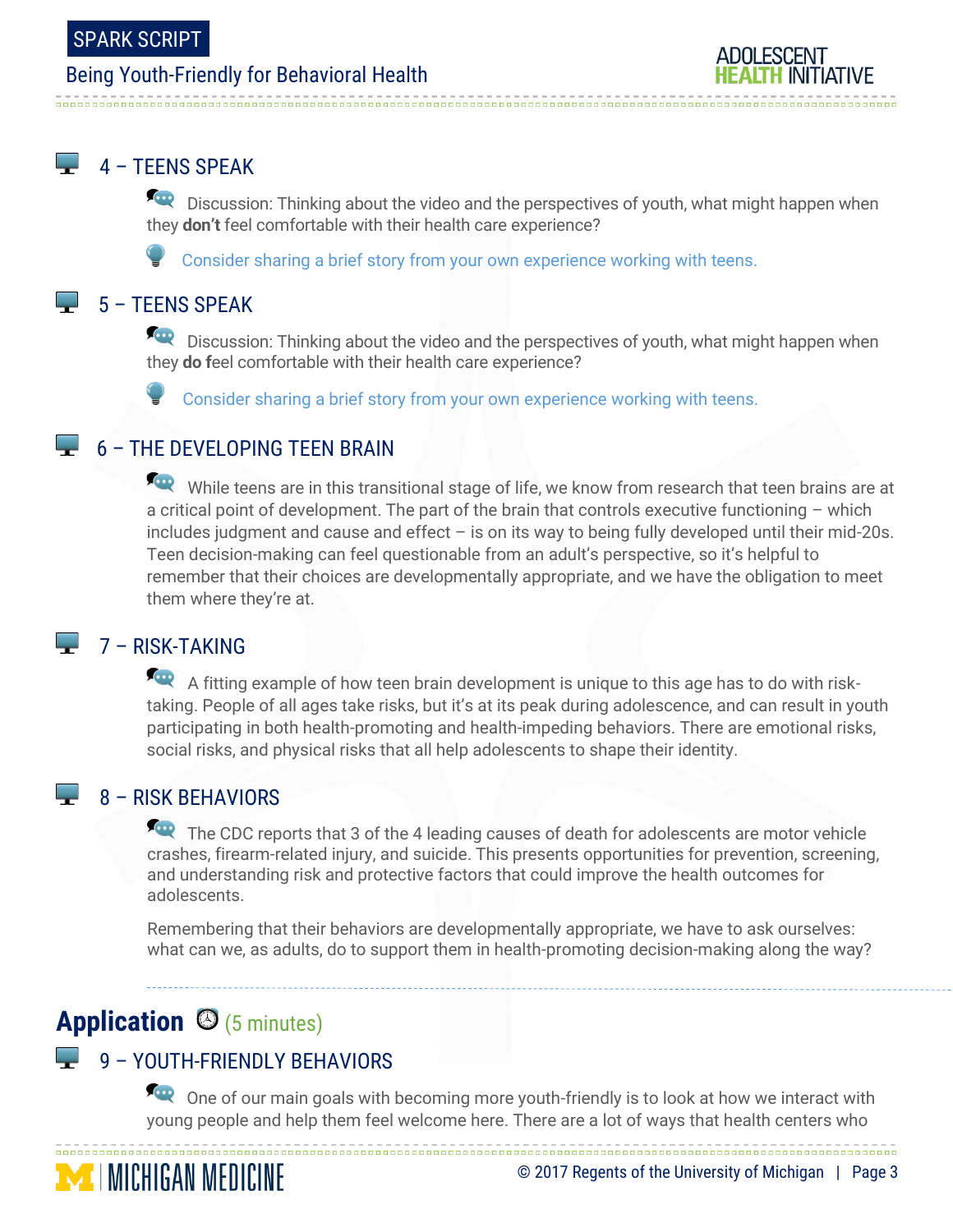### 4 – TEENS SPEAK

Discussion: Thinking about the video and the perspectives of youth, what might happen when they **don't** feel comfortable with their health care experience?

Consider sharing a brief story from your own experience working with teens.

### 5 – TEENS SPEAK

Discussion: Thinking about the video and the perspectives of youth, what might happen when they **do** feel comfortable with their health care experience?

Consider sharing a brief story from your own experience working with teens.

### 6 – THE DEVELOPING TEEN BRAIN

While teens are in this transitional stage of life, we know from research that teen brains are at a critical point of development. The part of the brain that controls executive functioning – which includes judgment and cause and effect – is on its way to being fully developed until their mid-20s. Teen decision-making can feel questionable from an adult's perspective, so it's helpful to remember that their choices are developmentally appropriate, and we have the obligation to meet them where they're at.

### 7 – RISK-TAKING

A fitting example of how teen brain development is unique to this age has to do with risk-taking. People of all ages take risks, but it's at its peak during adolescence, and can result in youth participating in both health-promoting and health-impeding behaviors. There are emotional risks, social risks, and physical risks that all help adolescents to shape their identity.

### 8 – RISK BEHAVIORS

The CDC reports that 3 of the 4 leading causes of death for adolescents are motor vehicle crashes, firearm-related injury, and suicide. This presents opportunities for prevention, screening, and understanding risk and protective factors that could improve the health outcomes for adolescents.

Remembering that their behaviors are developmentally appropriate, we have to ask ourselves: what can we, as adults, do to support them in health-promoting decision-making along the way?

## Application (5 minutes)

### 9 – YOUTH-FRIENDLY BEHAVIORS

One of our main goals with becoming more youth-friendly is to look at how we interact with young people and help them feel welcome here. There are a lot of ways that health centers who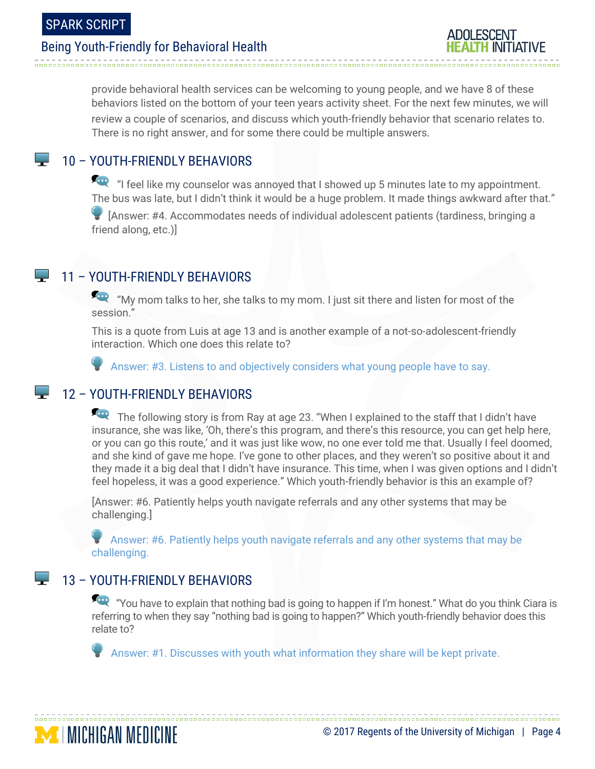provide behavioral health services can be welcoming to young people, and we have 8 of these behaviors listed on the bottom of your teen years activity sheet. For the next few minutes, we will review a couple of scenarios, and discuss which youth-friendly behavior that scenario relates to. There is no right answer, and for some there could be multiple answers.

## 10 – YOUTH-FRIENDLY BEHAVIORS

"I feel like my counselor was annoyed that I showed up 5 minutes late to my appointment. The bus was late, but I didn't think it would be a huge problem. It made things awkward after that."

[Answer: #4. Accommodates needs of individual adolescent patients (tardiness, bringing a friend along, etc.)]

## 11 – YOUTH-FRIENDLY BEHAVIORS

"My mom talks to her, she talks to my mom. I just sit there and listen for most of the session."

This is a quote from Luis at age 13 and is another example of a not-so-adolescent-friendly interaction. Which one does this relate to?

Answer: #3. Listens to and objectively considers what young people have to say.

## 12 – YOUTH-FRIENDLY BEHAVIORS

The following story is from Ray at age 23. "When I explained to the staff that I didn't have insurance, she was like, 'Oh, there's this program, and there's this resource, you can get help here, or you can go this route,' and it was just like wow, no one ever told me that. Usually I feel doomed, and she kind of gave me hope. I've gone to other places, and they weren't so positive about it and they made it a big deal that I didn't have insurance. This time, when I was given options and I didn't feel hopeless, it was a good experience." Which youth-friendly behavior is this an example of?

[Answer: #6. Patiently helps youth navigate referrals and any other systems that may be challenging.]

Answer: #6. Patiently helps youth navigate referrals and any other systems that may be challenging.

## 13 – YOUTH-FRIENDLY BEHAVIORS

"You have to explain that nothing bad is going to happen if I'm honest." What do you think Ciara is referring to when they say "nothing bad is going to happen?" Which youth-friendly behavior does this relate to?

Answer: #1. Discusses with youth what information they share will be kept private.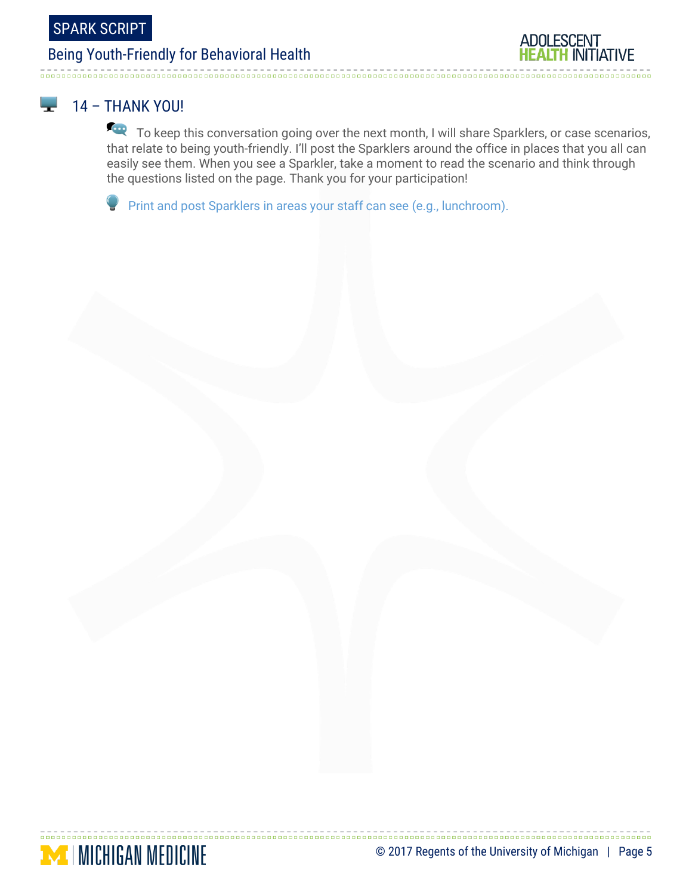## 14 – THANK YOU!

To keep this conversation going over the next month, I will share Sparklers, or case scenarios, that relate to being youth-friendly. I'll post the Sparklers around the office in places that you all can easily see them. When you see a Sparkler, take a moment to read the scenario and think through the questions listed on the page. Thank you for your participation!

Print and post Sparklers in areas your staff can see (e.g., lunchroom).